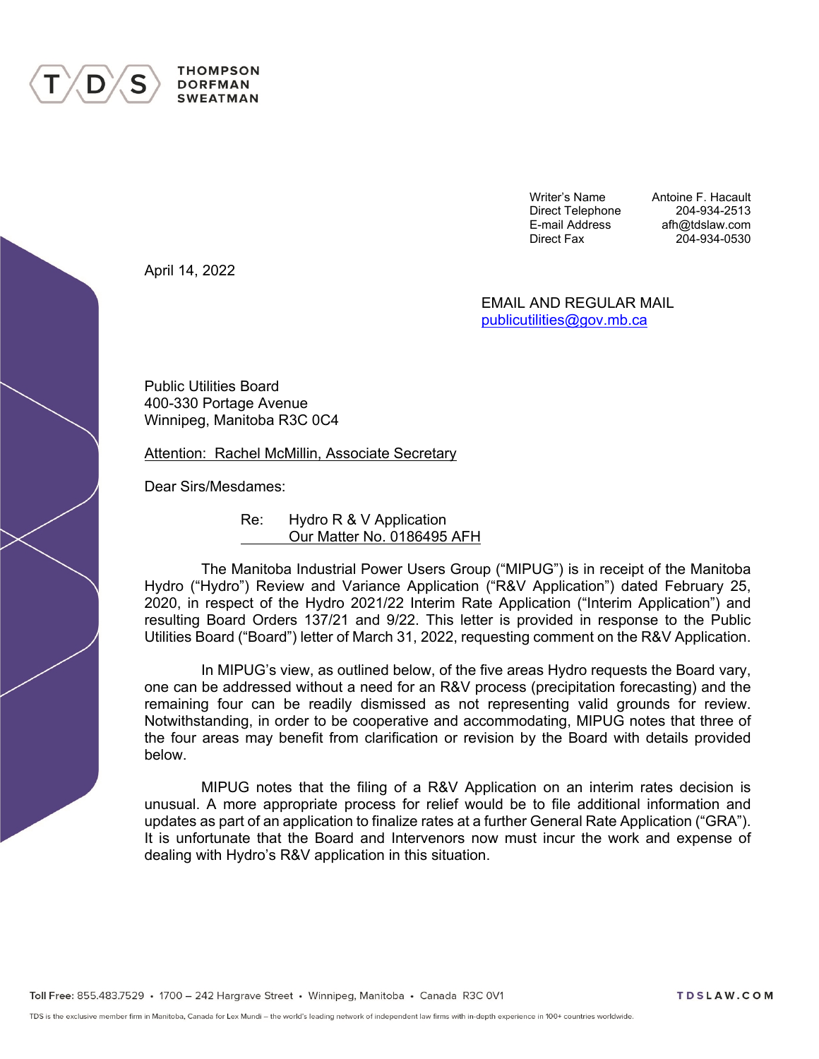THOMPSON
DORFMAN
SWEATMAN

| | |
|---|---|
| Writer's Name | Antoine F. Hacault |
| Direct Telephone | 204-934-2513 |
| E-mail Address | afh@tdslaw.com |
| Direct Fax | 204-934-0530 |

April 14, 2022

EMAIL AND REGULAR MAIL
publicutilities@gov.mb.ca

Public Utilities Board
400-330 Portage Avenue
Winnipeg, Manitoba R3C 0C4

Attention: Rachel McMillin, Associate Secretary

Dear Sirs/Mesdames:

Re: Hydro R & V Application
Our Matter No. 0186495 AFH

The Manitoba Industrial Power Users Group ("MIPUG") is in receipt of the Manitoba Hydro ("Hydro") Review and Variance Application ("R&V Application") dated February 25, 2020, in respect of the Hydro 2021/22 Interim Rate Application ("Interim Application") and resulting Board Orders 137/21 and 9/22. This letter is provided in response to the Public Utilities Board ("Board") letter of March 31, 2022, requesting comment on the R&V Application.

In MIPUG's view, as outlined below, of the five areas Hydro requests the Board vary, one can be addressed without a need for an R&V process (precipitation forecasting) and the remaining four can be readily dismissed as not representing valid grounds for review. Notwithstanding, in order to be cooperative and accommodating, MIPUG notes that three of the four areas may benefit from clarification or revision by the Board with details provided below.

MIPUG notes that the filing of a R&V Application on an interim rates decision is unusual. A more appropriate process for relief would be to file additional information and updates as part of an application to finalize rates at a further General Rate Application ("GRA"). It is unfortunate that the Board and Intervenors now must incur the work and expense of dealing with Hydro's R&V application in this situation.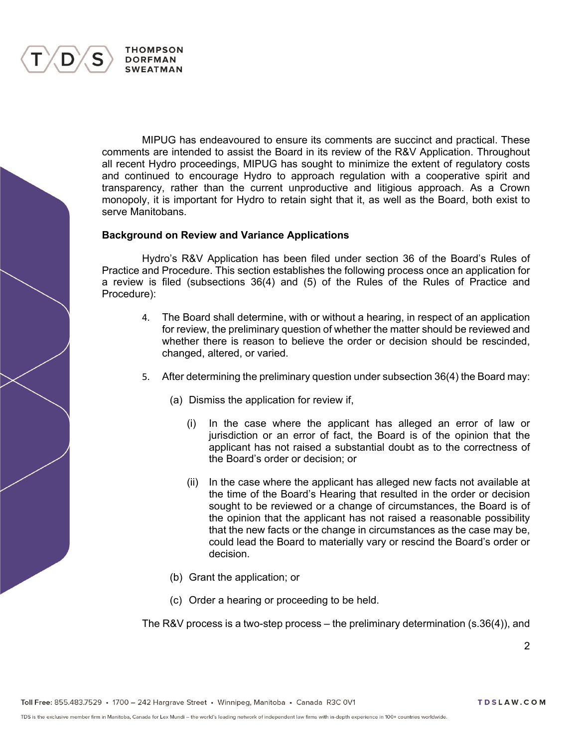MIPUG has endeavoured to ensure its comments are succinct and practical. These comments are intended to assist the Board in its review of the R&V Application. Throughout all recent Hydro proceedings, MIPUG has sought to minimize the extent of regulatory costs and continued to encourage Hydro to approach regulation with a cooperative spirit and transparency, rather than the current unproductive and litigious approach. As a Crown monopoly, it is important for Hydro to retain sight that it, as well as the Board, both exist to serve Manitobans.

**Background on Review and Variance Applications**

Hydro's R&V Application has been filed under section 36 of the Board's Rules of Practice and Procedure. This section establishes the following process once an application for a review is filed (subsections 36(4) and (5) of the Rules of the Rules of Practice and Procedure):

> 4. The Board shall determine, with or without a hearing, in respect of an application for review, the preliminary question of whether the matter should be reviewed and whether there is reason to believe the order or decision should be rescinded, changed, altered, or varied.
>
> 5. After determining the preliminary question under subsection 36(4) the Board may:
>
>     (a) Dismiss the application for review if,
>
>         (i) In the case where the applicant has alleged an error of law or jurisdiction or an error of fact, the Board is of the opinion that the applicant has not raised a substantial doubt as to the correctness of the Board's order or decision; or
>
>         (ii) In the case where the applicant has alleged new facts not available at the time of the Board's Hearing that resulted in the order or decision sought to be reviewed or a change of circumstances, the Board is of the opinion that the applicant has not raised a reasonable possibility that the new facts or the change in circumstances as the case may be, could lead the Board to materially vary or rescind the Board's order or decision.
>
>     (b) Grant the application; or
>
>     (c) Order a hearing or proceeding to be held.

The R&V process is a two-step process – the preliminary determination (s.36(4)), and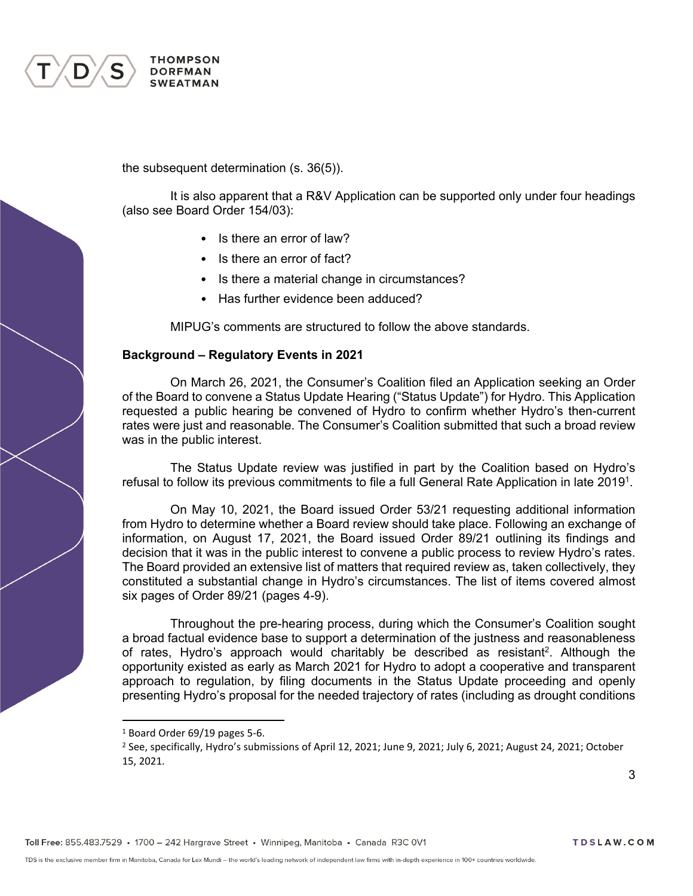the subsequent determination (s. 36(5)).

It is also apparent that a R&V Application can be supported only under four headings (also see Board Order 154/03):

- Is there an error of law?
- Is there an error of fact?
- Is there a material change in circumstances?
- Has further evidence been adduced?

MIPUG's comments are structured to follow the above standards.

**Background – Regulatory Events in 2021**

On March 26, 2021, the Consumer's Coalition filed an Application seeking an Order of the Board to convene a Status Update Hearing ("Status Update") for Hydro. This Application requested a public hearing be convened of Hydro to confirm whether Hydro's then-current rates were just and reasonable. The Consumer's Coalition submitted that such a broad review was in the public interest.

The Status Update review was justified in part by the Coalition based on Hydro's refusal to follow its previous commitments to file a full General Rate Application in late 2019[1].

On May 10, 2021, the Board issued Order 53/21 requesting additional information from Hydro to determine whether a Board review should take place. Following an exchange of information, on August 17, 2021, the Board issued Order 89/21 outlining its findings and decision that it was in the public interest to convene a public process to review Hydro's rates. The Board provided an extensive list of matters that required review as, taken collectively, they constituted a substantial change in Hydro's circumstances. The list of items covered almost six pages of Order 89/21 (pages 4-9).

Throughout the pre-hearing process, during which the Consumer's Coalition sought a broad factual evidence base to support a determination of the justness and reasonableness of rates, Hydro's approach would charitably be described as resistant[2]. Although the opportunity existed as early as March 2021 for Hydro to adopt a cooperative and transparent approach to regulation, by filing documents in the Status Update proceeding and openly presenting Hydro's proposal for the needed trajectory of rates (including as drought conditions

[1] Board Order 69/19 pages 5-6.

[2] See, specifically, Hydro's submissions of April 12, 2021; June 9, 2021; July 6, 2021; August 24, 2021; October 15, 2021.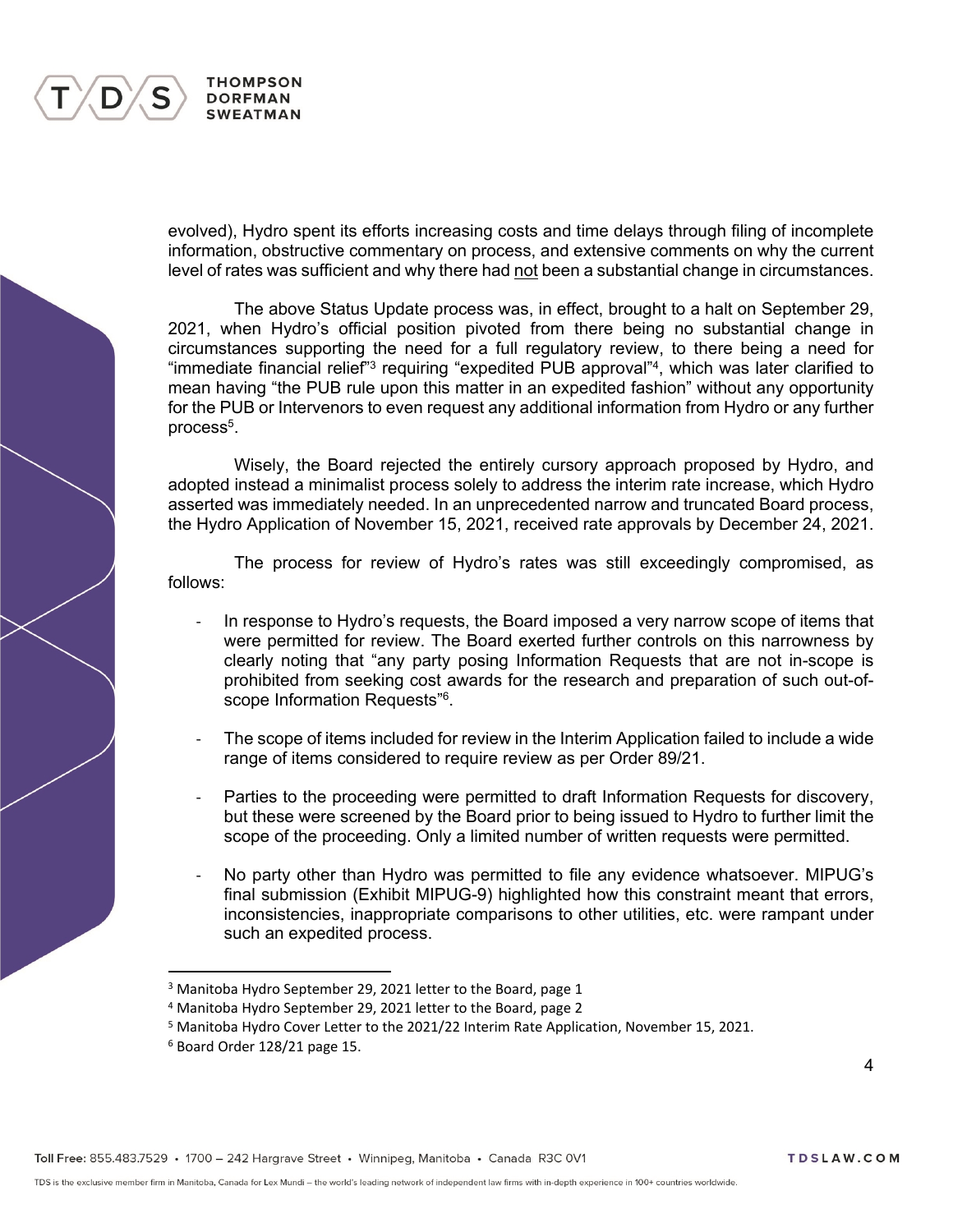evolved), Hydro spent its efforts increasing costs and time delays through filing of incomplete information, obstructive commentary on process, and extensive comments on why the current level of rates was sufficient and why there had not been a substantial change in circumstances.

The above Status Update process was, in effect, brought to a halt on September 29, 2021, when Hydro's official position pivoted from there being no substantial change in circumstances supporting the need for a full regulatory review, to there being a need for "immediate financial relief"[3] requiring "expedited PUB approval"[4], which was later clarified to mean having "the PUB rule upon this matter in an expedited fashion" without any opportunity for the PUB or Intervenors to even request any additional information from Hydro or any further process[5].

Wisely, the Board rejected the entirely cursory approach proposed by Hydro, and adopted instead a minimalist process solely to address the interim rate increase, which Hydro asserted was immediately needed. In an unprecedented narrow and truncated Board process, the Hydro Application of November 15, 2021, received rate approvals by December 24, 2021.

The process for review of Hydro's rates was still exceedingly compromised, as follows:

- In response to Hydro's requests, the Board imposed a very narrow scope of items that were permitted for review. The Board exerted further controls on this narrowness by clearly noting that "any party posing Information Requests that are not in-scope is prohibited from seeking cost awards for the research and preparation of such out-of-scope Information Requests"[6].
- The scope of items included for review in the Interim Application failed to include a wide range of items considered to require review as per Order 89/21.
- Parties to the proceeding were permitted to draft Information Requests for discovery, but these were screened by the Board prior to being issued to Hydro to further limit the scope of the proceeding. Only a limited number of written requests were permitted.
- No party other than Hydro was permitted to file any evidence whatsoever. MIPUG's final submission (Exhibit MIPUG-9) highlighted how this constraint meant that errors, inconsistencies, inappropriate comparisons to other utilities, etc. were rampant under such an expedited process.

---

[3] Manitoba Hydro September 29, 2021 letter to the Board, page 1

[4] Manitoba Hydro September 29, 2021 letter to the Board, page 2

[5] Manitoba Hydro Cover Letter to the 2021/22 Interim Rate Application, November 15, 2021.

[6] Board Order 128/21 page 15.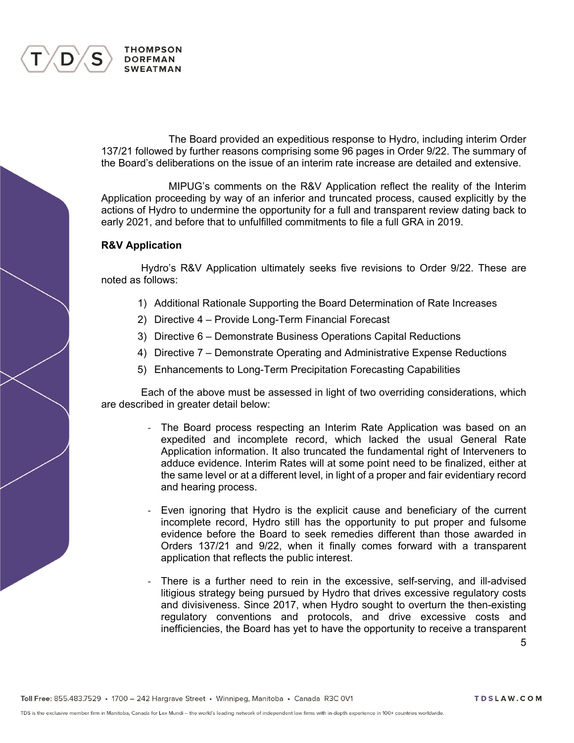The Board provided an expeditious response to Hydro, including interim Order 137/21 followed by further reasons comprising some 96 pages in Order 9/22. The summary of the Board's deliberations on the issue of an interim rate increase are detailed and extensive.

MIPUG's comments on the R&V Application reflect the reality of the Interim Application proceeding by way of an inferior and truncated process, caused explicitly by the actions of Hydro to undermine the opportunity for a full and transparent review dating back to early 2021, and before that to unfulfilled commitments to file a full GRA in 2019.

**R&V Application**

Hydro's R&V Application ultimately seeks five revisions to Order 9/22. These are noted as follows:

1) Additional Rationale Supporting the Board Determination of Rate Increases
2) Directive 4 – Provide Long-Term Financial Forecast
3) Directive 6 – Demonstrate Business Operations Capital Reductions
4) Directive 7 – Demonstrate Operating and Administrative Expense Reductions
5) Enhancements to Long-Term Precipitation Forecasting Capabilities

Each of the above must be assessed in light of two overriding considerations, which are described in greater detail below:

- The Board process respecting an Interim Rate Application was based on an expedited and incomplete record, which lacked the usual General Rate Application information. It also truncated the fundamental right of Interveners to adduce evidence. Interim Rates will at some point need to be finalized, either at the same level or at a different level, in light of a proper and fair evidentiary record and hearing process.

- Even ignoring that Hydro is the explicit cause and beneficiary of the current incomplete record, Hydro still has the opportunity to put proper and fulsome evidence before the Board to seek remedies different than those awarded in Orders 137/21 and 9/22, when it finally comes forward with a transparent application that reflects the public interest.

- There is a further need to rein in the excessive, self-serving, and ill-advised litigious strategy being pursued by Hydro that drives excessive regulatory costs and divisiveness. Since 2017, when Hydro sought to overturn the then-existing regulatory conventions and protocols, and drive excessive costs and inefficiencies, the Board has yet to have the opportunity to receive a transparent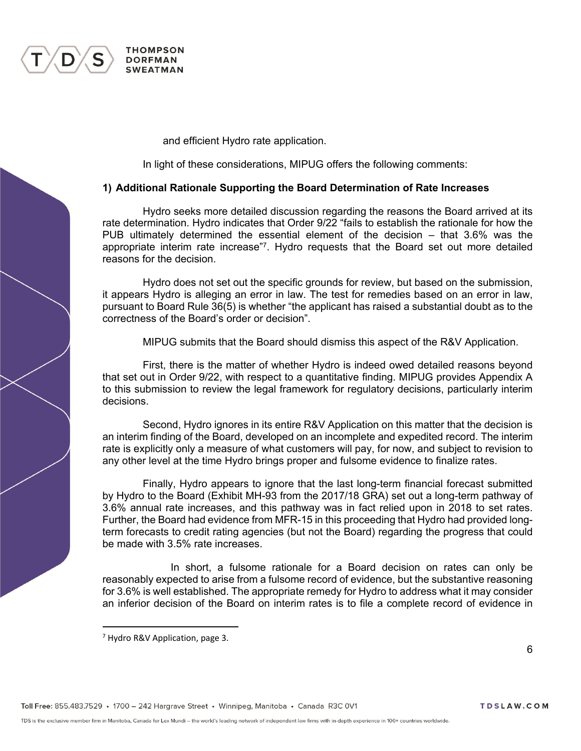and efficient Hydro rate application.

In light of these considerations, MIPUG offers the following comments:

**1) Additional Rationale Supporting the Board Determination of Rate Increases**

Hydro seeks more detailed discussion regarding the reasons the Board arrived at its rate determination. Hydro indicates that Order 9/22 "fails to establish the rationale for how the PUB ultimately determined the essential element of the decision – that 3.6% was the appropriate interim rate increase"[7]. Hydro requests that the Board set out more detailed reasons for the decision.

Hydro does not set out the specific grounds for review, but based on the submission, it appears Hydro is alleging an error in law. The test for remedies based on an error in law, pursuant to Board Rule 36(5) is whether "the applicant has raised a substantial doubt as to the correctness of the Board's order or decision".

MIPUG submits that the Board should dismiss this aspect of the R&V Application.

First, there is the matter of whether Hydro is indeed owed detailed reasons beyond that set out in Order 9/22, with respect to a quantitative finding. MIPUG provides Appendix A to this submission to review the legal framework for regulatory decisions, particularly interim decisions.

Second, Hydro ignores in its entire R&V Application on this matter that the decision is an interim finding of the Board, developed on an incomplete and expedited record. The interim rate is explicitly only a measure of what customers will pay, for now, and subject to revision to any other level at the time Hydro brings proper and fulsome evidence to finalize rates.

Finally, Hydro appears to ignore that the last long-term financial forecast submitted by Hydro to the Board (Exhibit MH-93 from the 2017/18 GRA) set out a long-term pathway of 3.6% annual rate increases, and this pathway was in fact relied upon in 2018 to set rates. Further, the Board had evidence from MFR-15 in this proceeding that Hydro had provided long-term forecasts to credit rating agencies (but not the Board) regarding the progress that could be made with 3.5% rate increases.

In short, a fulsome rationale for a Board decision on rates can only be reasonably expected to arise from a fulsome record of evidence, but the substantive reasoning for 3.6% is well established. The appropriate remedy for Hydro to address what it may consider an inferior decision of the Board on interim rates is to file a complete record of evidence in

[7] Hydro R&V Application, page 3.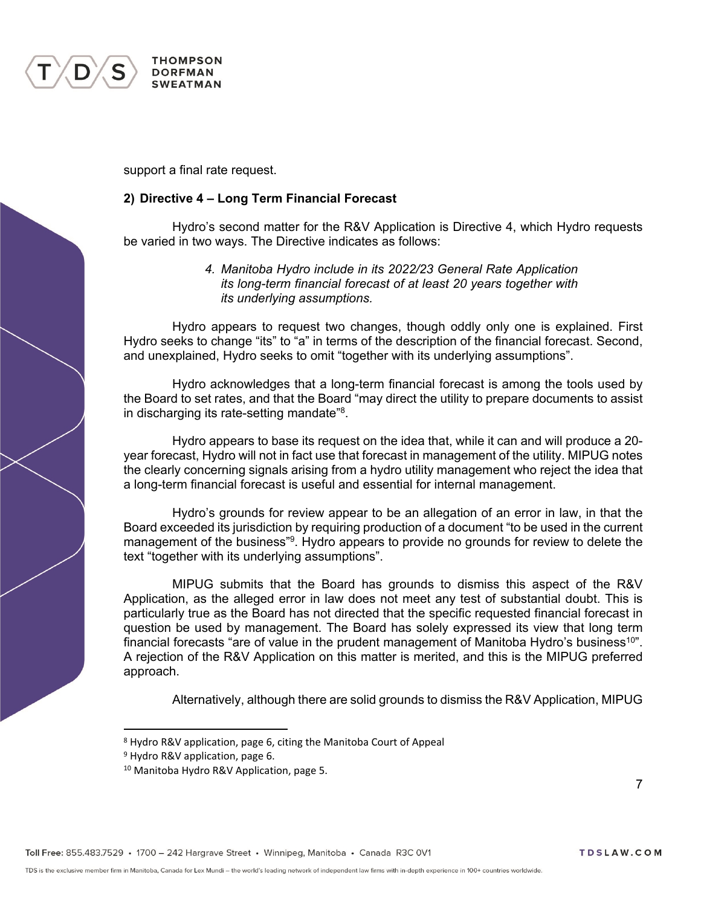support a final rate request.

**2) Directive 4 – Long Term Financial Forecast**

Hydro's second matter for the R&V Application is Directive 4, which Hydro requests be varied in two ways. The Directive indicates as follows:

> *4. Manitoba Hydro include in its 2022/23 General Rate Application its long-term financial forecast of at least 20 years together with its underlying assumptions.*

Hydro appears to request two changes, though oddly only one is explained. First Hydro seeks to change "its" to "a" in terms of the description of the financial forecast. Second, and unexplained, Hydro seeks to omit "together with its underlying assumptions".

Hydro acknowledges that a long-term financial forecast is among the tools used by the Board to set rates, and that the Board "may direct the utility to prepare documents to assist in discharging its rate-setting mandate"[8].

Hydro appears to base its request on the idea that, while it can and will produce a 20-year forecast, Hydro will not in fact use that forecast in management of the utility. MIPUG notes the clearly concerning signals arising from a hydro utility management who reject the idea that a long-term financial forecast is useful and essential for internal management.

Hydro's grounds for review appear to be an allegation of an error in law, in that the Board exceeded its jurisdiction by requiring production of a document "to be used in the current management of the business"[9]. Hydro appears to provide no grounds for review to delete the text "together with its underlying assumptions".

MIPUG submits that the Board has grounds to dismiss this aspect of the R&V Application, as the alleged error in law does not meet any test of substantial doubt. This is particularly true as the Board has not directed that the specific requested financial forecast in question be used by management. The Board has solely expressed its view that long term financial forecasts "are of value in the prudent management of Manitoba Hydro's business[10]". A rejection of the R&V Application on this matter is merited, and this is the MIPUG preferred approach.

Alternatively, although there are solid grounds to dismiss the R&V Application, MIPUG

---

[8] Hydro R&V application, page 6, citing the Manitoba Court of Appeal

[9] Hydro R&V application, page 6.

[10] Manitoba Hydro R&V Application, page 5.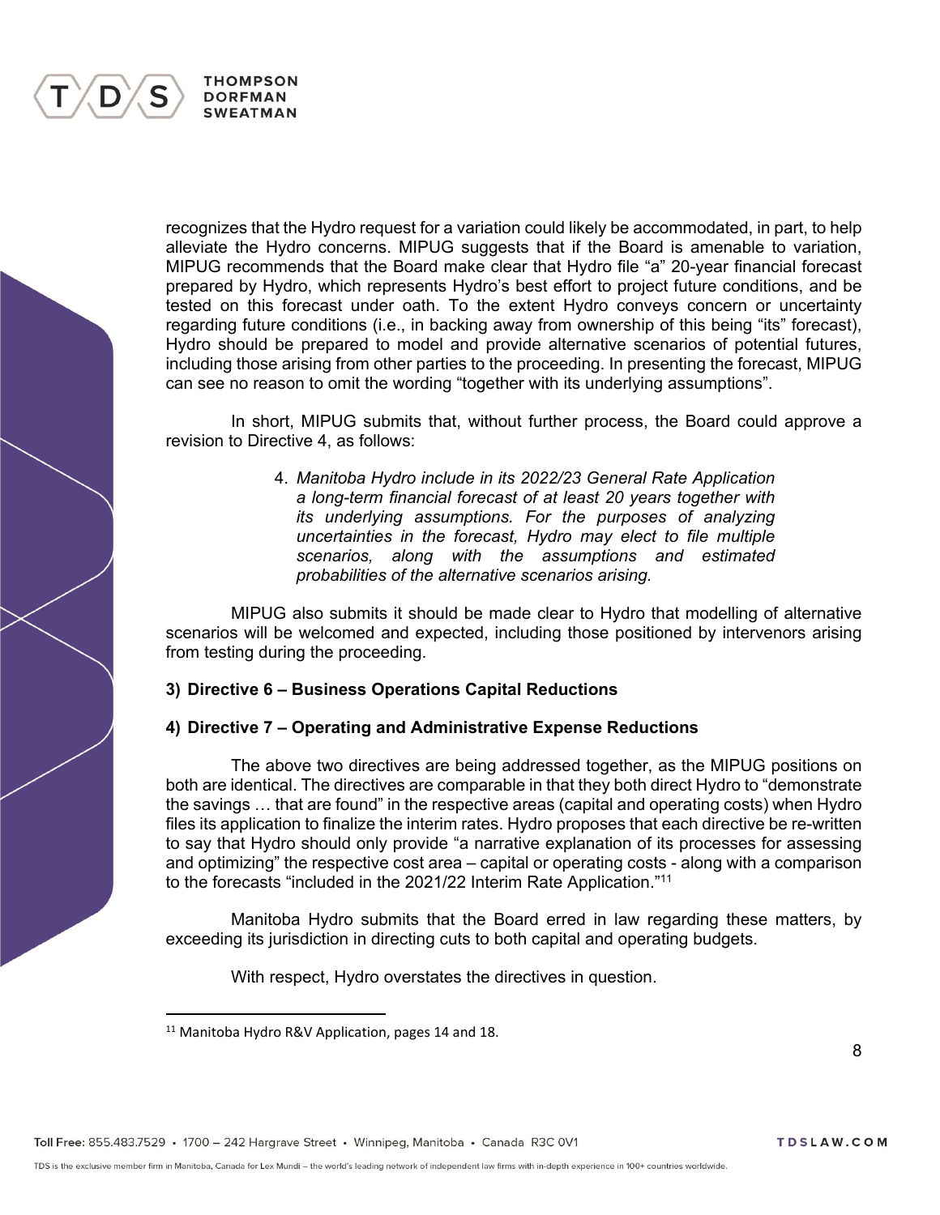recognizes that the Hydro request for a variation could likely be accommodated, in part, to help alleviate the Hydro concerns. MIPUG suggests that if the Board is amenable to variation, MIPUG recommends that the Board make clear that Hydro file "a" 20-year financial forecast prepared by Hydro, which represents Hydro's best effort to project future conditions, and be tested on this forecast under oath. To the extent Hydro conveys concern or uncertainty regarding future conditions (i.e., in backing away from ownership of this being "its" forecast), Hydro should be prepared to model and provide alternative scenarios of potential futures, including those arising from other parties to the proceeding. In presenting the forecast, MIPUG can see no reason to omit the wording "together with its underlying assumptions".

In short, MIPUG submits that, without further process, the Board could approve a revision to Directive 4, as follows:

> 4. *Manitoba Hydro include in its 2022/23 General Rate Application a long-term financial forecast of at least 20 years together with its underlying assumptions. For the purposes of analyzing uncertainties in the forecast, Hydro may elect to file multiple scenarios, along with the assumptions and estimated probabilities of the alternative scenarios arising.*

MIPUG also submits it should be made clear to Hydro that modelling of alternative scenarios will be welcomed and expected, including those positioned by intervenors arising from testing during the proceeding.

**3) Directive 6 – Business Operations Capital Reductions**

**4) Directive 7 – Operating and Administrative Expense Reductions**

The above two directives are being addressed together, as the MIPUG positions on both are identical. The directives are comparable in that they both direct Hydro to "demonstrate the savings … that are found" in the respective areas (capital and operating costs) when Hydro files its application to finalize the interim rates. Hydro proposes that each directive be re-written to say that Hydro should only provide "a narrative explanation of its processes for assessing and optimizing" the respective cost area – capital or operating costs - along with a comparison to the forecasts "included in the 2021/22 Interim Rate Application."[11]

Manitoba Hydro submits that the Board erred in law regarding these matters, by exceeding its jurisdiction in directing cuts to both capital and operating budgets.

With respect, Hydro overstates the directives in question.

---

[11] Manitoba Hydro R&V Application, pages 14 and 18.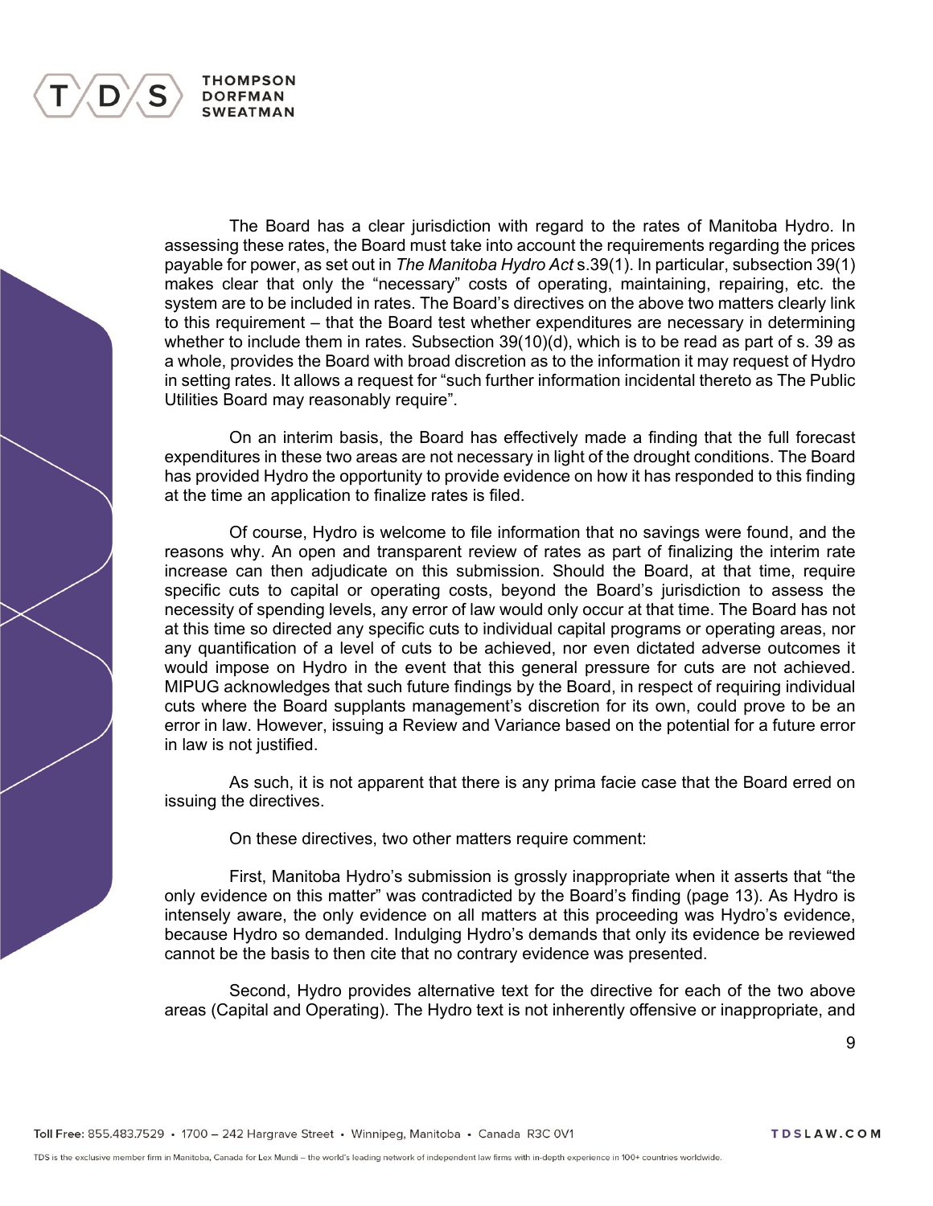The Board has a clear jurisdiction with regard to the rates of Manitoba Hydro. In assessing these rates, the Board must take into account the requirements regarding the prices payable for power, as set out in *The Manitoba Hydro Act* s.39(1). In particular, subsection 39(1) makes clear that only the "necessary" costs of operating, maintaining, repairing, etc. the system are to be included in rates. The Board's directives on the above two matters clearly link to this requirement – that the Board test whether expenditures are necessary in determining whether to include them in rates. Subsection 39(10)(d), which is to be read as part of s. 39 as a whole, provides the Board with broad discretion as to the information it may request of Hydro in setting rates. It allows a request for "such further information incidental thereto as The Public Utilities Board may reasonably require".

On an interim basis, the Board has effectively made a finding that the full forecast expenditures in these two areas are not necessary in light of the drought conditions. The Board has provided Hydro the opportunity to provide evidence on how it has responded to this finding at the time an application to finalize rates is filed.

Of course, Hydro is welcome to file information that no savings were found, and the reasons why. An open and transparent review of rates as part of finalizing the interim rate increase can then adjudicate on this submission. Should the Board, at that time, require specific cuts to capital or operating costs, beyond the Board's jurisdiction to assess the necessity of spending levels, any error of law would only occur at that time. The Board has not at this time so directed any specific cuts to individual capital programs or operating areas, nor any quantification of a level of cuts to be achieved, nor even dictated adverse outcomes it would impose on Hydro in the event that this general pressure for cuts are not achieved. MIPUG acknowledges that such future findings by the Board, in respect of requiring individual cuts where the Board supplants management's discretion for its own, could prove to be an error in law. However, issuing a Review and Variance based on the potential for a future error in law is not justified.

As such, it is not apparent that there is any prima facie case that the Board erred on issuing the directives.

On these directives, two other matters require comment:

First, Manitoba Hydro's submission is grossly inappropriate when it asserts that "the only evidence on this matter" was contradicted by the Board's finding (page 13). As Hydro is intensely aware, the only evidence on all matters at this proceeding was Hydro's evidence, because Hydro so demanded. Indulging Hydro's demands that only its evidence be reviewed cannot be the basis to then cite that no contrary evidence was presented.

Second, Hydro provides alternative text for the directive for each of the two above areas (Capital and Operating). The Hydro text is not inherently offensive or inappropriate, and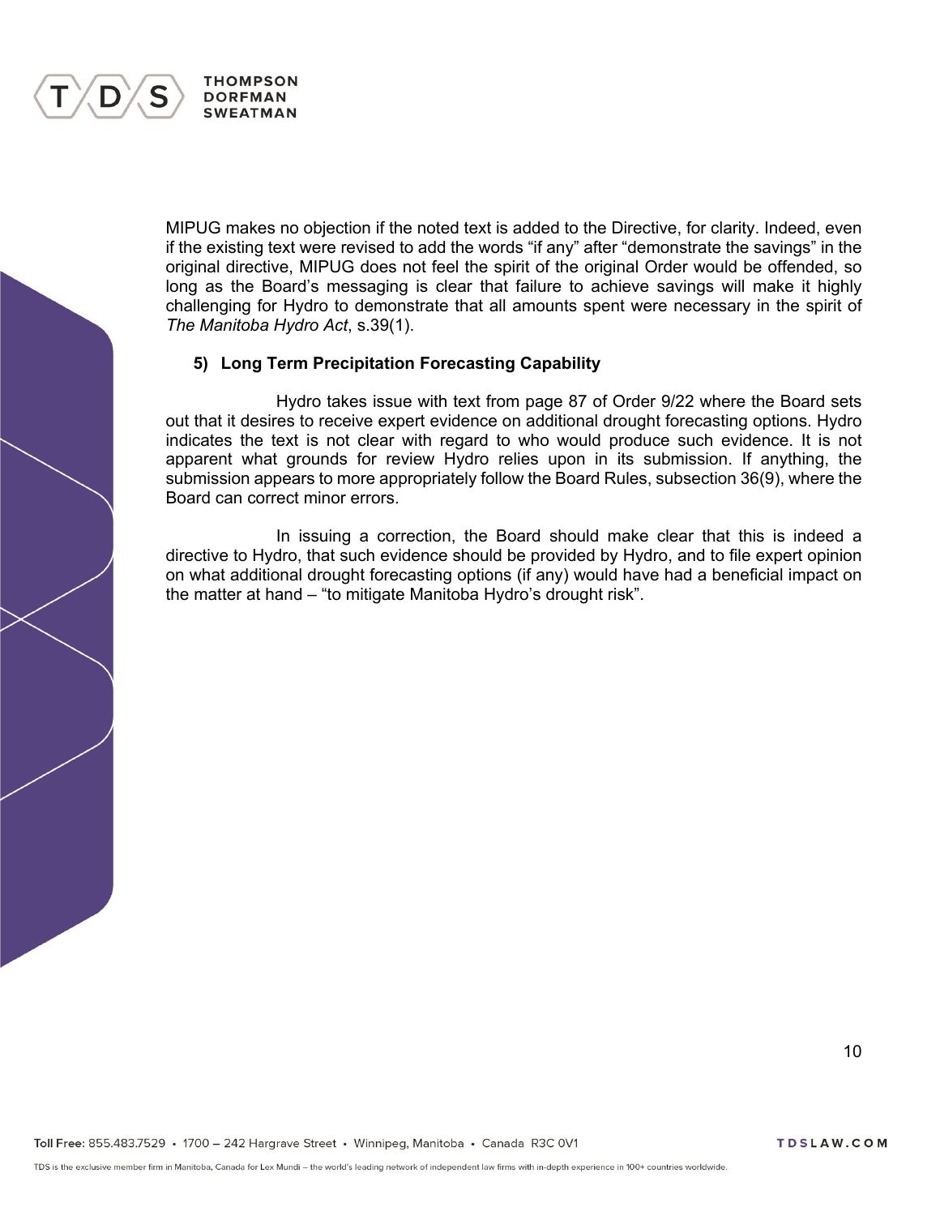MIPUG makes no objection if the noted text is added to the Directive, for clarity. Indeed, even if the existing text were revised to add the words "if any" after "demonstrate the savings" in the original directive, MIPUG does not feel the spirit of the original Order would be offended, so long as the Board's messaging is clear that failure to achieve savings will make it highly challenging for Hydro to demonstrate that all amounts spent were necessary in the spirit of *The Manitoba Hydro Act*, s.39(1).

### 5) Long Term Precipitation Forecasting Capability

Hydro takes issue with text from page 87 of Order 9/22 where the Board sets out that it desires to receive expert evidence on additional drought forecasting options. Hydro indicates the text is not clear with regard to who would produce such evidence. It is not apparent what grounds for review Hydro relies upon in its submission. If anything, the submission appears to more appropriately follow the Board Rules, subsection 36(9), where the Board can correct minor errors.

In issuing a correction, the Board should make clear that this is indeed a directive to Hydro, that such evidence should be provided by Hydro, and to file expert opinion on what additional drought forecasting options (if any) would have had a beneficial impact on the matter at hand – "to mitigate Manitoba Hydro's drought risk".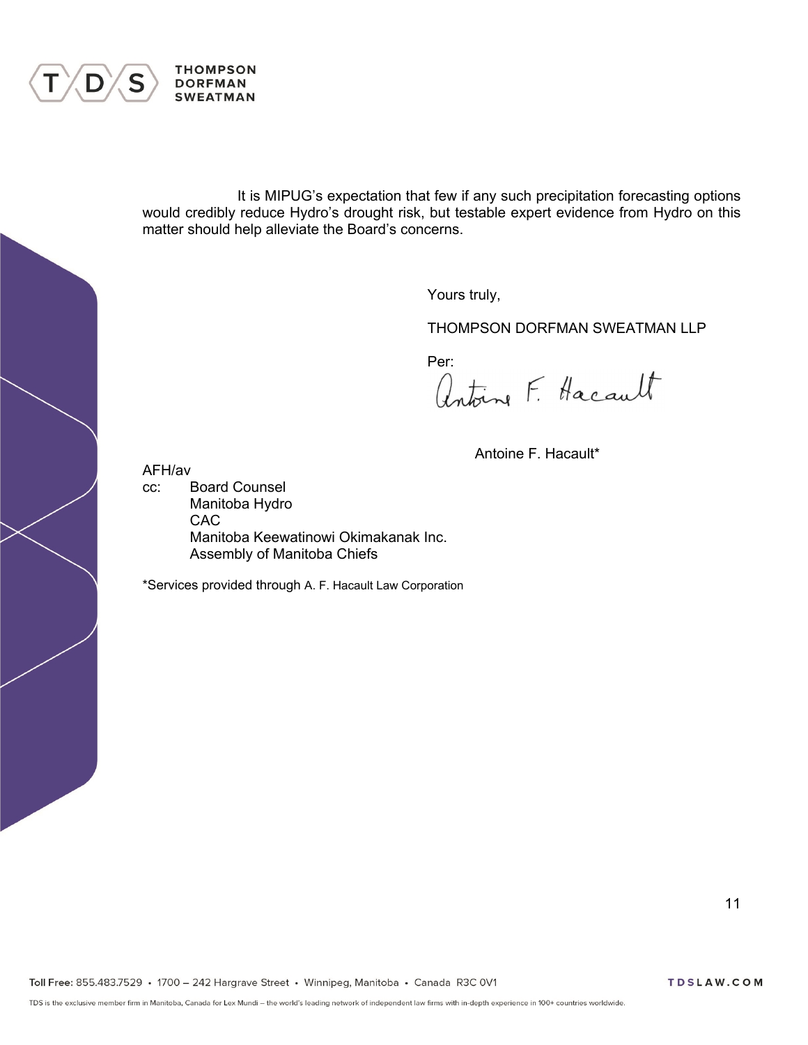It is MIPUG's expectation that few if any such precipitation forecasting options would credibly reduce Hydro's drought risk, but testable expert evidence from Hydro on this matter should help alleviate the Board's concerns.

Yours truly,

THOMPSON DORFMAN SWEATMAN LLP

Per:

Antoine F. Hacault*

AFH/av

cc: Board Counsel
Manitoba Hydro
CAC
Manitoba Keewatinowi Okimakanak Inc.
Assembly of Manitoba Chiefs

*Services provided through A. F. Hacault Law Corporation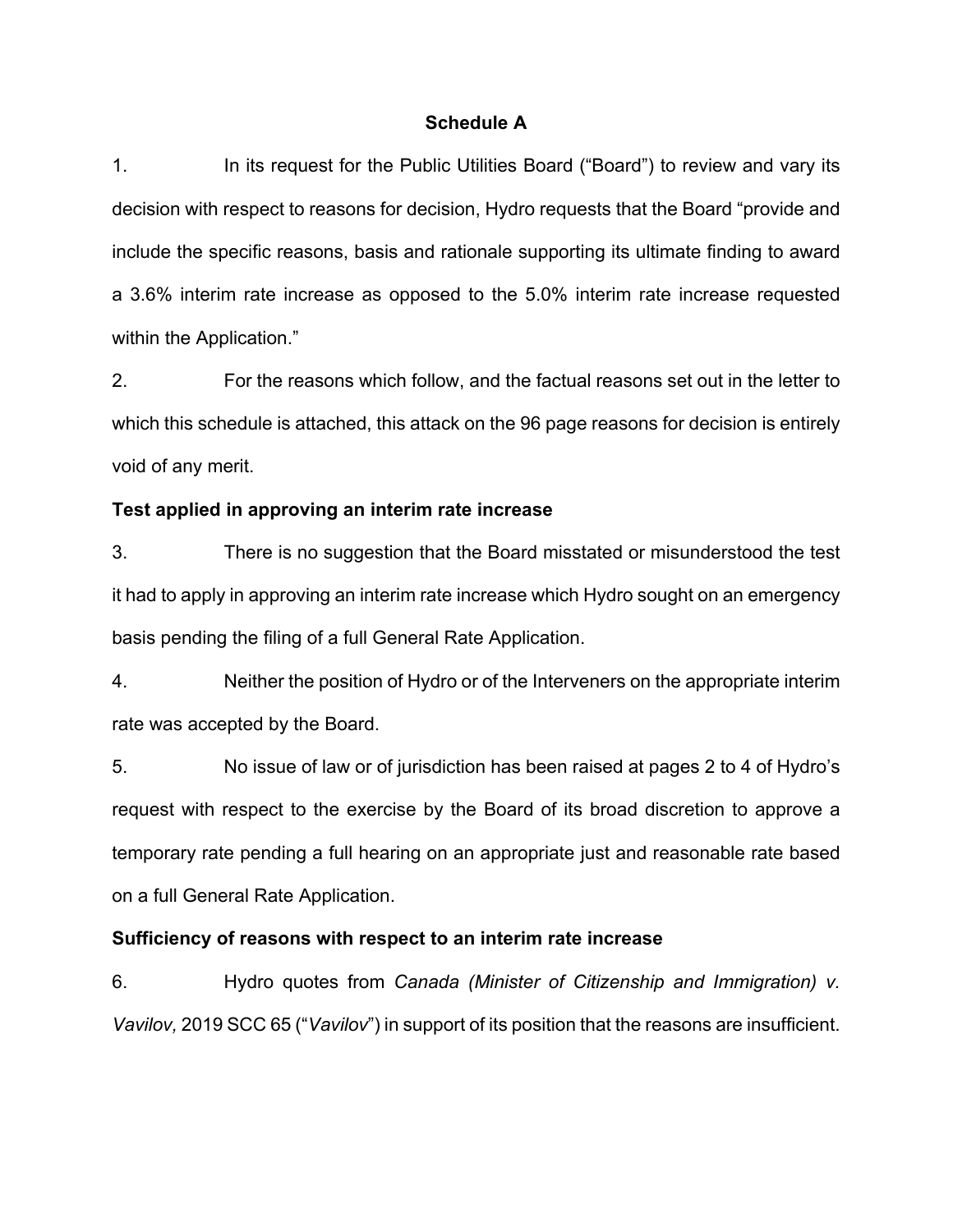## Schedule A

1. In its request for the Public Utilities Board ("Board") to review and vary its decision with respect to reasons for decision, Hydro requests that the Board "provide and include the specific reasons, basis and rationale supporting its ultimate finding to award a 3.6% interim rate increase as opposed to the 5.0% interim rate increase requested within the Application."

2. For the reasons which follow, and the factual reasons set out in the letter to which this schedule is attached, this attack on the 96 page reasons for decision is entirely void of any merit.

**Test applied in approving an interim rate increase**

3. There is no suggestion that the Board misstated or misunderstood the test it had to apply in approving an interim rate increase which Hydro sought on an emergency basis pending the filing of a full General Rate Application.

4. Neither the position of Hydro or of the Interveners on the appropriate interim rate was accepted by the Board.

5. No issue of law or of jurisdiction has been raised at pages 2 to 4 of Hydro's request with respect to the exercise by the Board of its broad discretion to approve a temporary rate pending a full hearing on an appropriate just and reasonable rate based on a full General Rate Application.

**Sufficiency of reasons with respect to an interim rate increase**

6. Hydro quotes from *Canada (Minister of Citizenship and Immigration) v. Vavilov,* 2019 SCC 65 ("*Vavilov*") in support of its position that the reasons are insufficient.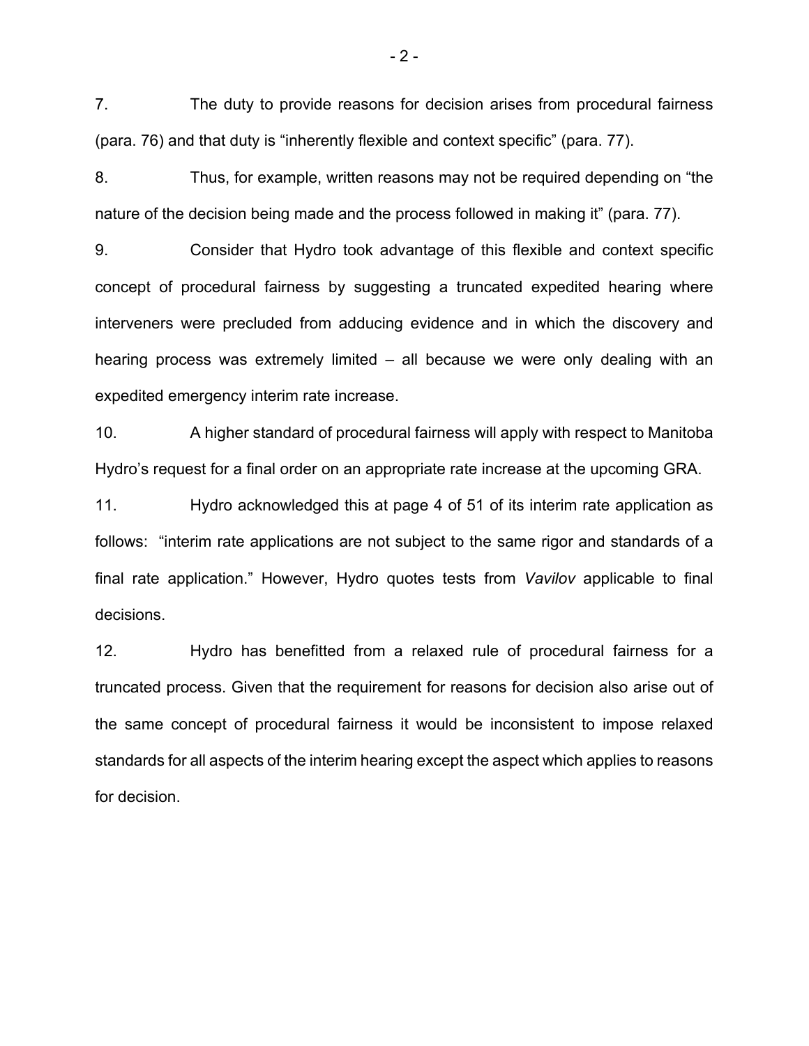7. The duty to provide reasons for decision arises from procedural fairness (para. 76) and that duty is "inherently flexible and context specific" (para. 77).

8. Thus, for example, written reasons may not be required depending on "the nature of the decision being made and the process followed in making it" (para. 77).

9. Consider that Hydro took advantage of this flexible and context specific concept of procedural fairness by suggesting a truncated expedited hearing where interveners were precluded from adducing evidence and in which the discovery and hearing process was extremely limited – all because we were only dealing with an expedited emergency interim rate increase.

10. A higher standard of procedural fairness will apply with respect to Manitoba Hydro's request for a final order on an appropriate rate increase at the upcoming GRA.

11. Hydro acknowledged this at page 4 of 51 of its interim rate application as follows: "interim rate applications are not subject to the same rigor and standards of a final rate application." However, Hydro quotes tests from *Vavilov* applicable to final decisions.

12. Hydro has benefitted from a relaxed rule of procedural fairness for a truncated process. Given that the requirement for reasons for decision also arise out of the same concept of procedural fairness it would be inconsistent to impose relaxed standards for all aspects of the interim hearing except the aspect which applies to reasons for decision.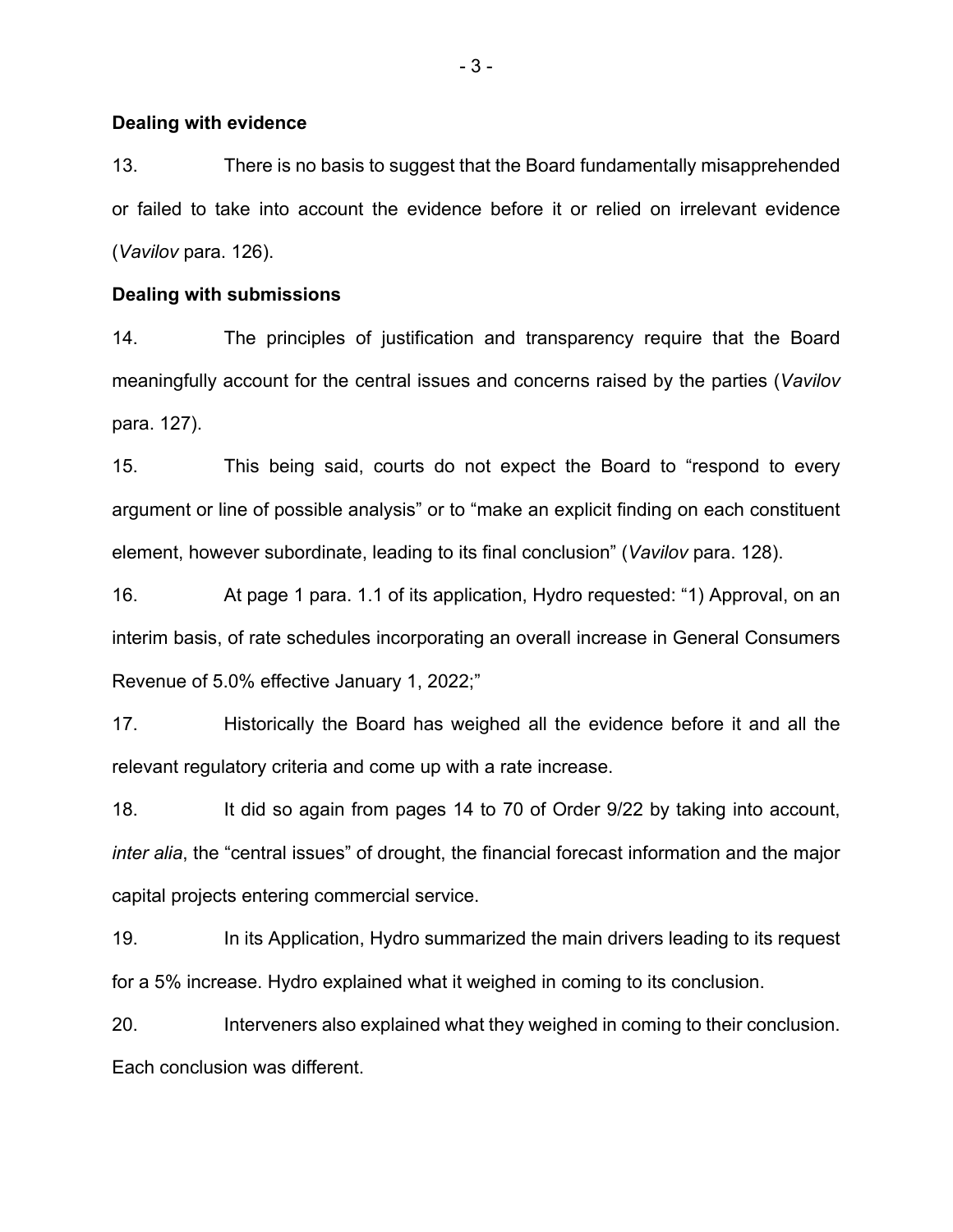**Dealing with evidence**

13. There is no basis to suggest that the Board fundamentally misapprehended or failed to take into account the evidence before it or relied on irrelevant evidence (*Vavilov* para. 126).

**Dealing with submissions**

14. The principles of justification and transparency require that the Board meaningfully account for the central issues and concerns raised by the parties (*Vavilov* para. 127).

15. This being said, courts do not expect the Board to "respond to every argument or line of possible analysis" or to "make an explicit finding on each constituent element, however subordinate, leading to its final conclusion" (*Vavilov* para. 128).

16. At page 1 para. 1.1 of its application, Hydro requested: "1) Approval, on an interim basis, of rate schedules incorporating an overall increase in General Consumers Revenue of 5.0% effective January 1, 2022;"

17. Historically the Board has weighed all the evidence before it and all the relevant regulatory criteria and come up with a rate increase.

18. It did so again from pages 14 to 70 of Order 9/22 by taking into account, *inter alia*, the "central issues" of drought, the financial forecast information and the major capital projects entering commercial service.

19. In its Application, Hydro summarized the main drivers leading to its request for a 5% increase. Hydro explained what it weighed in coming to its conclusion.

20. Interveners also explained what they weighed in coming to their conclusion. Each conclusion was different.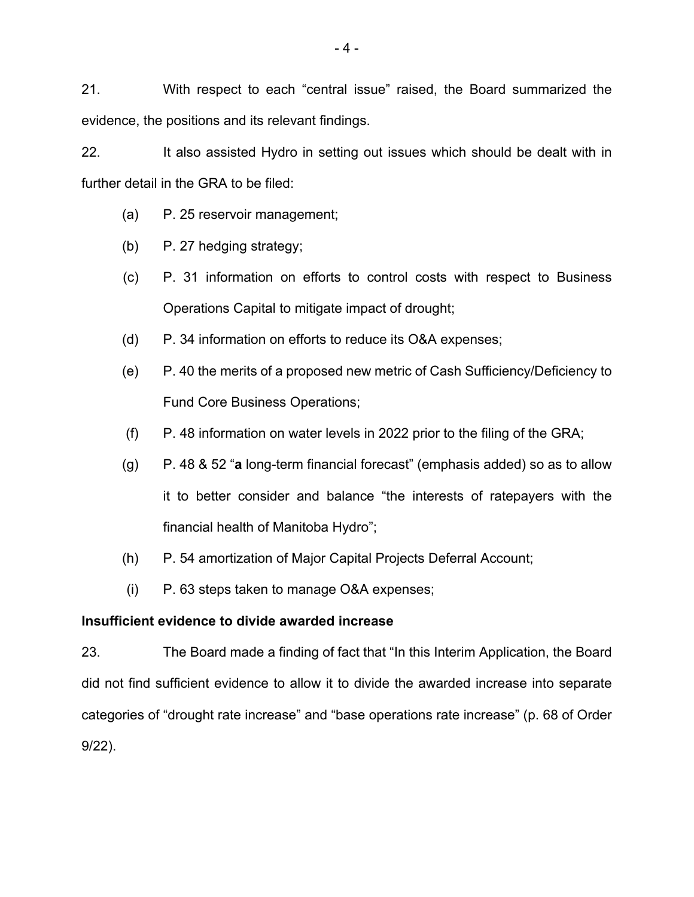21. With respect to each "central issue" raised, the Board summarized the evidence, the positions and its relevant findings.

22. It also assisted Hydro in setting out issues which should be dealt with in further detail in the GRA to be filed:

(a) P. 25 reservoir management;

(b) P. 27 hedging strategy;

(c) P. 31 information on efforts to control costs with respect to Business Operations Capital to mitigate impact of drought;

(d) P. 34 information on efforts to reduce its O&A expenses;

(e) P. 40 the merits of a proposed new metric of Cash Sufficiency/Deficiency to Fund Core Business Operations;

(f) P. 48 information on water levels in 2022 prior to the filing of the GRA;

(g) P. 48 & 52 "**a** long-term financial forecast" (emphasis added) so as to allow it to better consider and balance "the interests of ratepayers with the financial health of Manitoba Hydro";

(h) P. 54 amortization of Major Capital Projects Deferral Account;

(i) P. 63 steps taken to manage O&A expenses;

**Insufficient evidence to divide awarded increase**

23. The Board made a finding of fact that "In this Interim Application, the Board did not find sufficient evidence to allow it to divide the awarded increase into separate categories of "drought rate increase" and "base operations rate increase" (p. 68 of Order 9/22).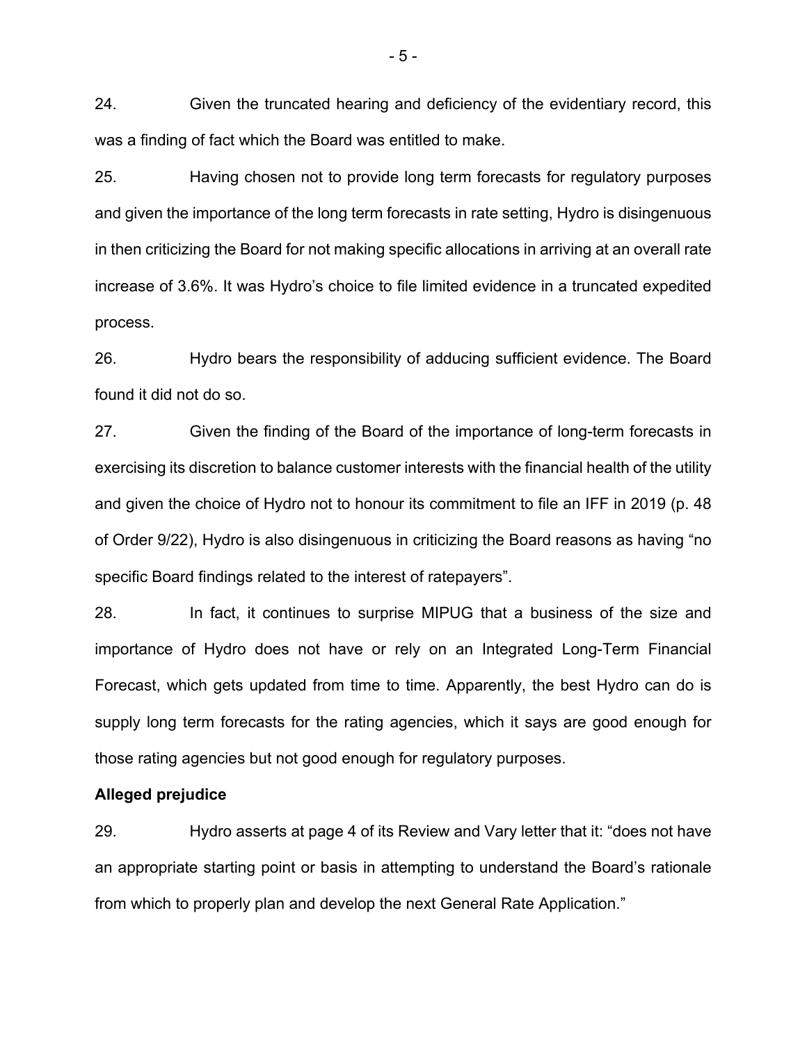24. Given the truncated hearing and deficiency of the evidentiary record, this was a finding of fact which the Board was entitled to make.

25. Having chosen not to provide long term forecasts for regulatory purposes and given the importance of the long term forecasts in rate setting, Hydro is disingenuous in then criticizing the Board for not making specific allocations in arriving at an overall rate increase of 3.6%. It was Hydro's choice to file limited evidence in a truncated expedited process.

26. Hydro bears the responsibility of adducing sufficient evidence. The Board found it did not do so.

27. Given the finding of the Board of the importance of long-term forecasts in exercising its discretion to balance customer interests with the financial health of the utility and given the choice of Hydro not to honour its commitment to file an IFF in 2019 (p. 48 of Order 9/22), Hydro is also disingenuous in criticizing the Board reasons as having "no specific Board findings related to the interest of ratepayers".

28. In fact, it continues to surprise MIPUG that a business of the size and importance of Hydro does not have or rely on an Integrated Long-Term Financial Forecast, which gets updated from time to time. Apparently, the best Hydro can do is supply long term forecasts for the rating agencies, which it says are good enough for those rating agencies but not good enough for regulatory purposes.

**Alleged prejudice**

29. Hydro asserts at page 4 of its Review and Vary letter that it: "does not have an appropriate starting point or basis in attempting to understand the Board's rationale from which to properly plan and develop the next General Rate Application."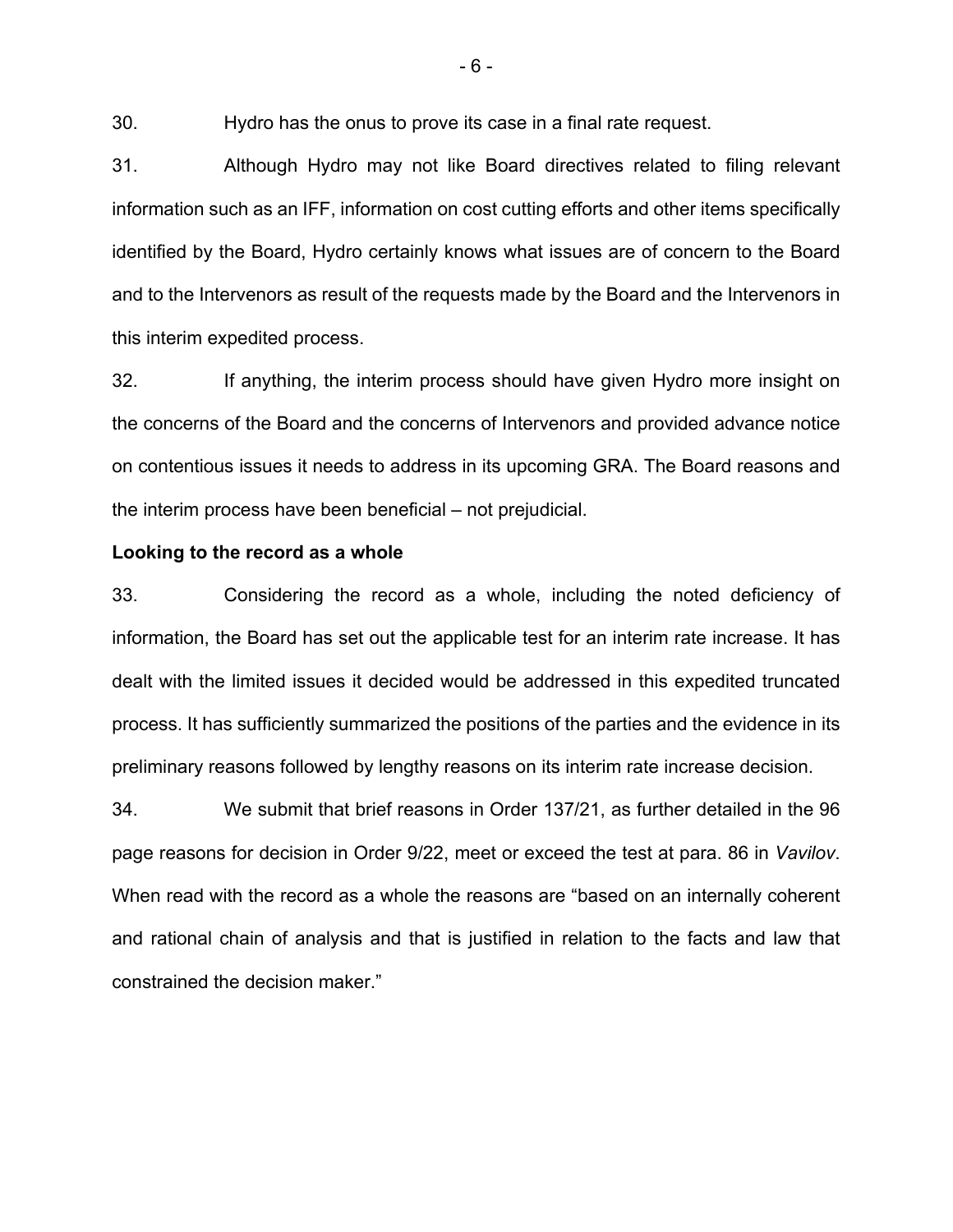30. Hydro has the onus to prove its case in a final rate request.

31. Although Hydro may not like Board directives related to filing relevant information such as an IFF, information on cost cutting efforts and other items specifically identified by the Board, Hydro certainly knows what issues are of concern to the Board and to the Intervenors as result of the requests made by the Board and the Intervenors in this interim expedited process.

32. If anything, the interim process should have given Hydro more insight on the concerns of the Board and the concerns of Intervenors and provided advance notice on contentious issues it needs to address in its upcoming GRA. The Board reasons and the interim process have been beneficial – not prejudicial.

**Looking to the record as a whole**

33. Considering the record as a whole, including the noted deficiency of information, the Board has set out the applicable test for an interim rate increase. It has dealt with the limited issues it decided would be addressed in this expedited truncated process. It has sufficiently summarized the positions of the parties and the evidence in its preliminary reasons followed by lengthy reasons on its interim rate increase decision.

34. We submit that brief reasons in Order 137/21, as further detailed in the 96 page reasons for decision in Order 9/22, meet or exceed the test at para. 86 in *Vavilov*. When read with the record as a whole the reasons are "based on an internally coherent and rational chain of analysis and that is justified in relation to the facts and law that constrained the decision maker."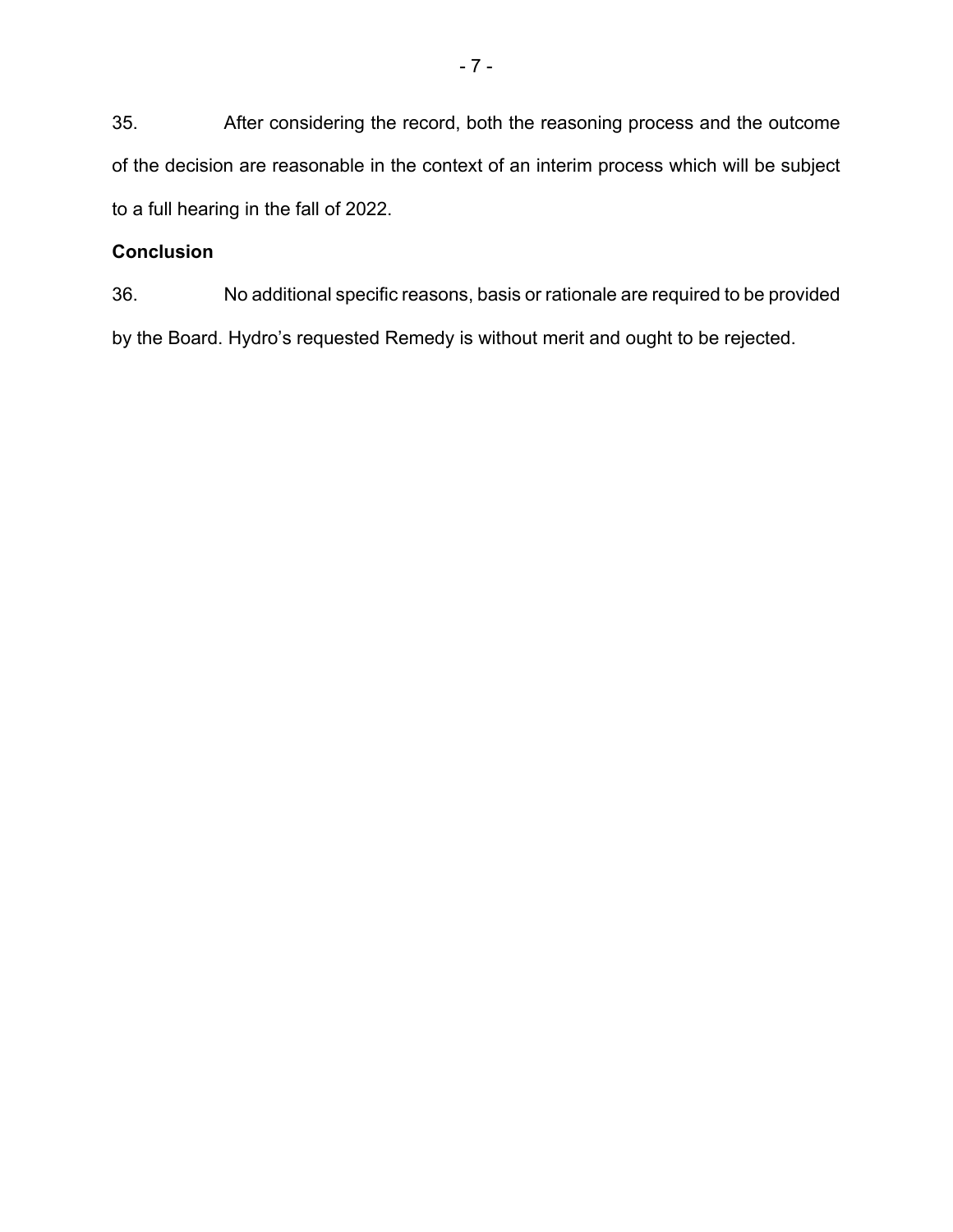35. After considering the record, both the reasoning process and the outcome of the decision are reasonable in the context of an interim process which will be subject to a full hearing in the fall of 2022.

**Conclusion**

36. No additional specific reasons, basis or rationale are required to be provided by the Board. Hydro's requested Remedy is without merit and ought to be rejected.